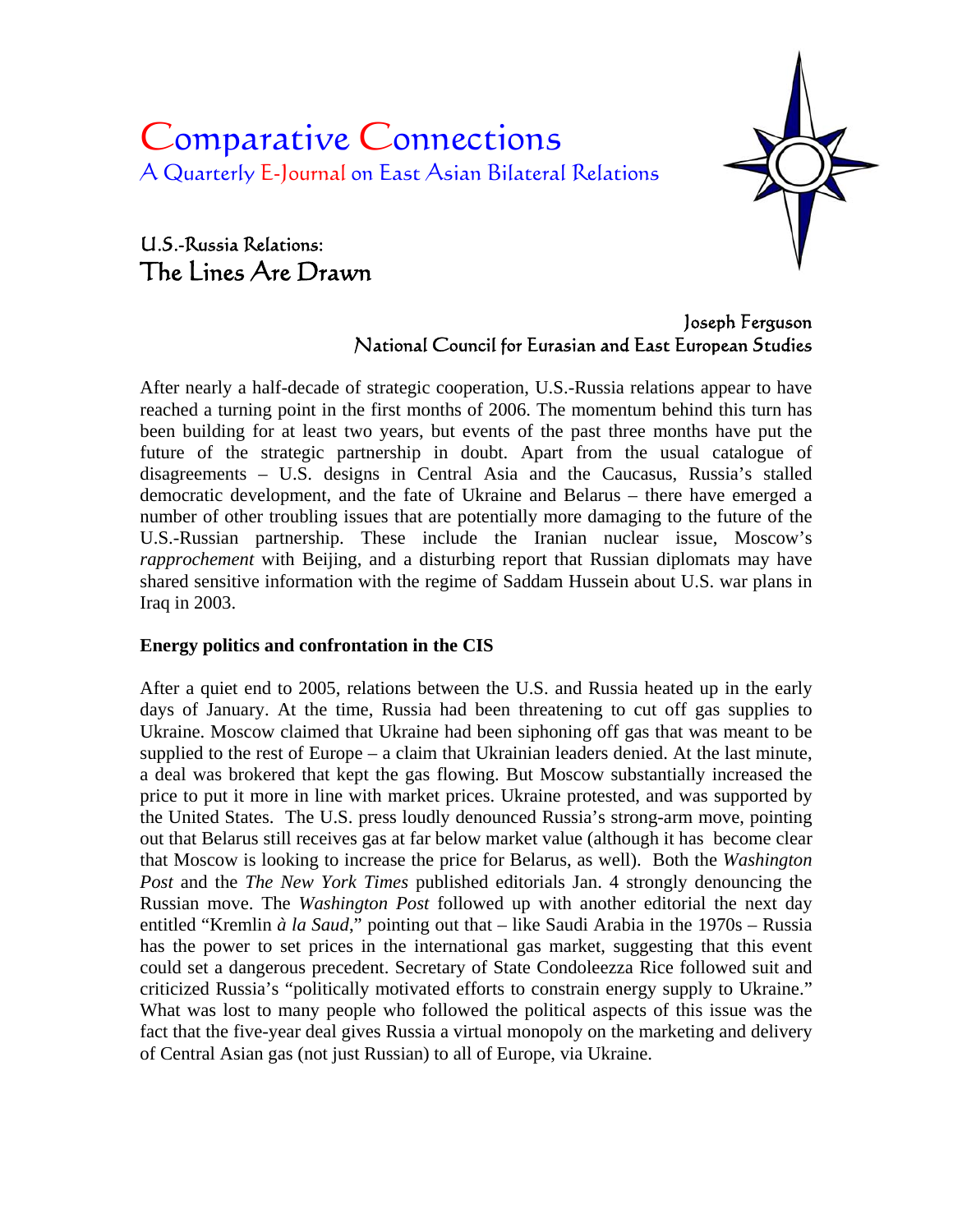# Comparative Connections

A Quarterly E-Journal on East Asian Bilateral Relations

## U.S.-Russia Relations: The Lines Are Drawn

Joseph Ferguson
National Council for Eurasian and East European Studies

After nearly a half-decade of strategic cooperation, U.S.-Russia relations appear to have reached a turning point in the first months of 2006. The momentum behind this turn has been building for at least two years, but events of the past three months have put the future of the strategic partnership in doubt. Apart from the usual catalogue of disagreements – U.S. designs in Central Asia and the Caucasus, Russia's stalled democratic development, and the fate of Ukraine and Belarus – there have emerged a number of other troubling issues that are potentially more damaging to the future of the U.S.-Russian partnership. These include the Iranian nuclear issue, Moscow's *rapprochement* with Beijing, and a disturbing report that Russian diplomats may have shared sensitive information with the regime of Saddam Hussein about U.S. war plans in Iraq in 2003.

**Energy politics and confrontation in the CIS**

After a quiet end to 2005, relations between the U.S. and Russia heated up in the early days of January. At the time, Russia had been threatening to cut off gas supplies to Ukraine. Moscow claimed that Ukraine had been siphoning off gas that was meant to be supplied to the rest of Europe – a claim that Ukrainian leaders denied. At the last minute, a deal was brokered that kept the gas flowing. But Moscow substantially increased the price to put it more in line with market prices. Ukraine protested, and was supported by the United States. The U.S. press loudly denounced Russia's strong-arm move, pointing out that Belarus still receives gas at far below market value (although it has become clear that Moscow is looking to increase the price for Belarus, as well). Both the *Washington Post* and the *The New York Times* published editorials Jan. 4 strongly denouncing the Russian move. The *Washington Post* followed up with another editorial the next day entitled "Kremlin *à la Saud*," pointing out that – like Saudi Arabia in the 1970s – Russia has the power to set prices in the international gas market, suggesting that this event could set a dangerous precedent. Secretary of State Condoleezza Rice followed suit and criticized Russia's "politically motivated efforts to constrain energy supply to Ukraine." What was lost to many people who followed the political aspects of this issue was the fact that the five-year deal gives Russia a virtual monopoly on the marketing and delivery of Central Asian gas (not just Russian) to all of Europe, via Ukraine.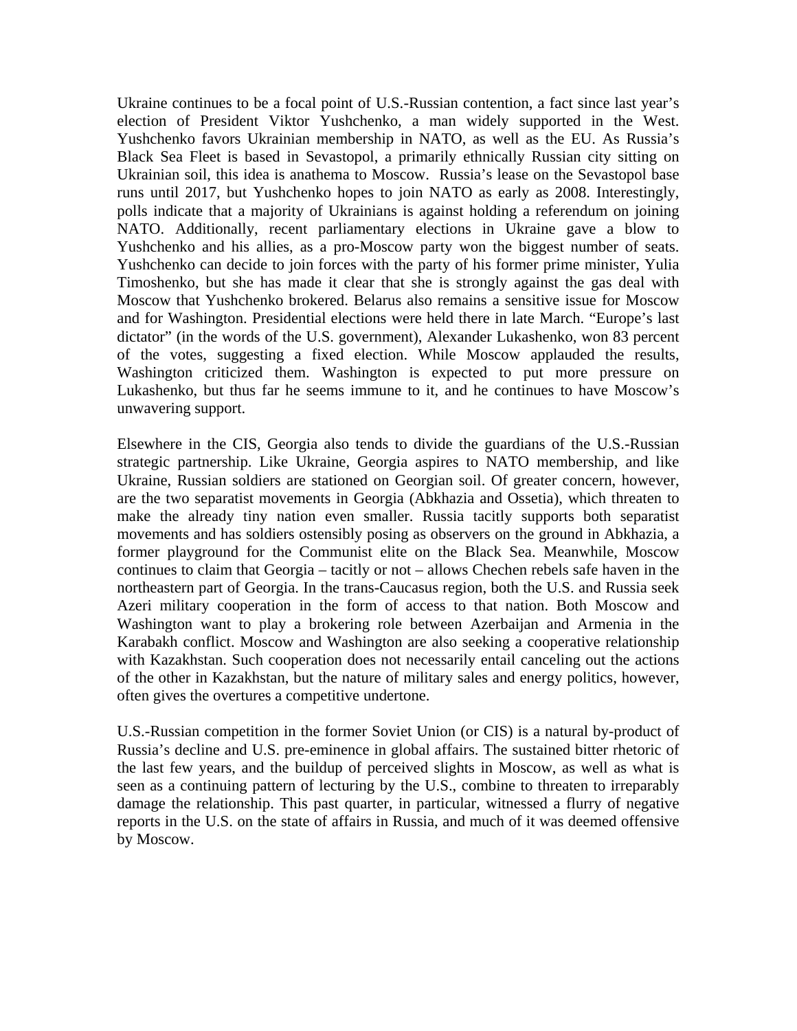Ukraine continues to be a focal point of U.S.-Russian contention, a fact since last year's election of President Viktor Yushchenko, a man widely supported in the West. Yushchenko favors Ukrainian membership in NATO, as well as the EU. As Russia's Black Sea Fleet is based in Sevastopol, a primarily ethnically Russian city sitting on Ukrainian soil, this idea is anathema to Moscow. Russia's lease on the Sevastopol base runs until 2017, but Yushchenko hopes to join NATO as early as 2008. Interestingly, polls indicate that a majority of Ukrainians is against holding a referendum on joining NATO. Additionally, recent parliamentary elections in Ukraine gave a blow to Yushchenko and his allies, as a pro-Moscow party won the biggest number of seats. Yushchenko can decide to join forces with the party of his former prime minister, Yulia Timoshenko, but she has made it clear that she is strongly against the gas deal with Moscow that Yushchenko brokered. Belarus also remains a sensitive issue for Moscow and for Washington. Presidential elections were held there in late March. "Europe's last dictator" (in the words of the U.S. government), Alexander Lukashenko, won 83 percent of the votes, suggesting a fixed election. While Moscow applauded the results, Washington criticized them. Washington is expected to put more pressure on Lukashenko, but thus far he seems immune to it, and he continues to have Moscow's unwavering support.

Elsewhere in the CIS, Georgia also tends to divide the guardians of the U.S.-Russian strategic partnership. Like Ukraine, Georgia aspires to NATO membership, and like Ukraine, Russian soldiers are stationed on Georgian soil. Of greater concern, however, are the two separatist movements in Georgia (Abkhazia and Ossetia), which threaten to make the already tiny nation even smaller. Russia tacitly supports both separatist movements and has soldiers ostensibly posing as observers on the ground in Abkhazia, a former playground for the Communist elite on the Black Sea. Meanwhile, Moscow continues to claim that Georgia – tacitly or not – allows Chechen rebels safe haven in the northeastern part of Georgia. In the trans-Caucasus region, both the U.S. and Russia seek Azeri military cooperation in the form of access to that nation. Both Moscow and Washington want to play a brokering role between Azerbaijan and Armenia in the Karabakh conflict. Moscow and Washington are also seeking a cooperative relationship with Kazakhstan. Such cooperation does not necessarily entail canceling out the actions of the other in Kazakhstan, but the nature of military sales and energy politics, however, often gives the overtures a competitive undertone.

U.S.-Russian competition in the former Soviet Union (or CIS) is a natural by-product of Russia's decline and U.S. pre-eminence in global affairs. The sustained bitter rhetoric of the last few years, and the buildup of perceived slights in Moscow, as well as what is seen as a continuing pattern of lecturing by the U.S., combine to threaten to irreparably damage the relationship. This past quarter, in particular, witnessed a flurry of negative reports in the U.S. on the state of affairs in Russia, and much of it was deemed offensive by Moscow.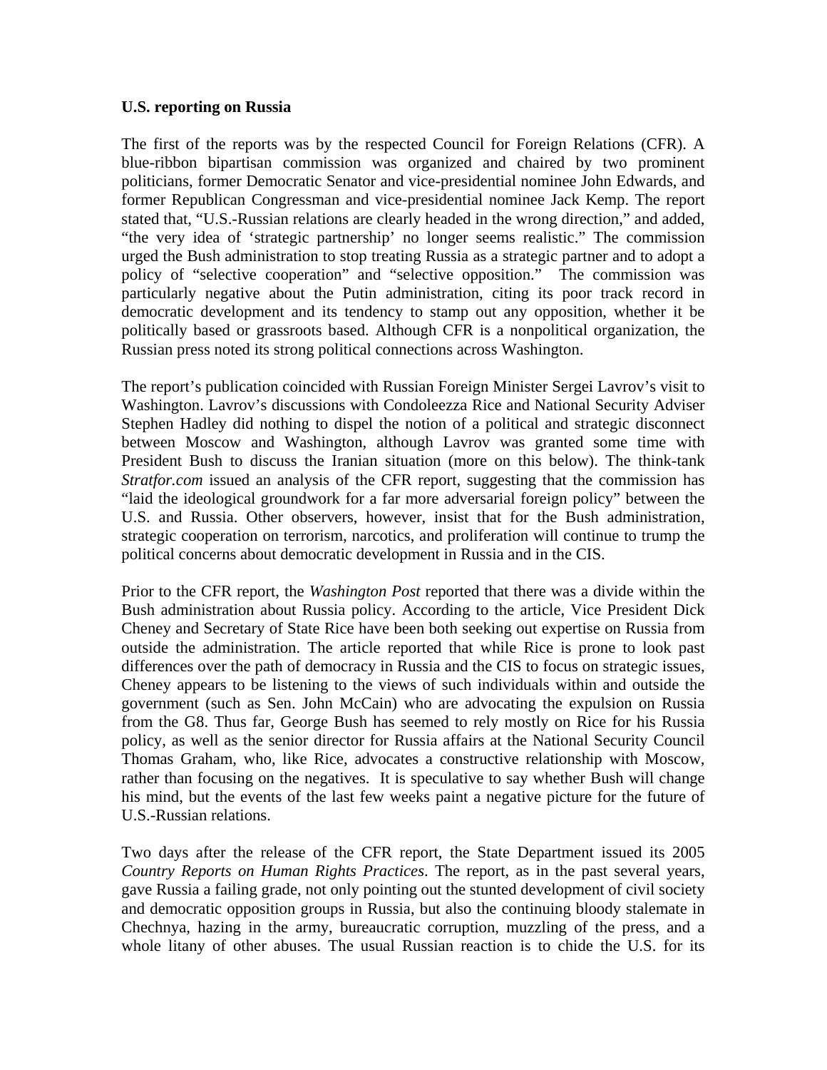**U.S. reporting on Russia**

The first of the reports was by the respected Council for Foreign Relations (CFR). A blue-ribbon bipartisan commission was organized and chaired by two prominent politicians, former Democratic Senator and vice-presidential nominee John Edwards, and former Republican Congressman and vice-presidential nominee Jack Kemp. The report stated that, "U.S.-Russian relations are clearly headed in the wrong direction," and added, "the very idea of 'strategic partnership' no longer seems realistic." The commission urged the Bush administration to stop treating Russia as a strategic partner and to adopt a policy of "selective cooperation" and "selective opposition." The commission was particularly negative about the Putin administration, citing its poor track record in democratic development and its tendency to stamp out any opposition, whether it be politically based or grassroots based. Although CFR is a nonpolitical organization, the Russian press noted its strong political connections across Washington.

The report's publication coincided with Russian Foreign Minister Sergei Lavrov's visit to Washington. Lavrov's discussions with Condoleezza Rice and National Security Adviser Stephen Hadley did nothing to dispel the notion of a political and strategic disconnect between Moscow and Washington, although Lavrov was granted some time with President Bush to discuss the Iranian situation (more on this below). The think-tank *Stratfor.com* issued an analysis of the CFR report, suggesting that the commission has "laid the ideological groundwork for a far more adversarial foreign policy" between the U.S. and Russia. Other observers, however, insist that for the Bush administration, strategic cooperation on terrorism, narcotics, and proliferation will continue to trump the political concerns about democratic development in Russia and in the CIS.

Prior to the CFR report, the *Washington Post* reported that there was a divide within the Bush administration about Russia policy. According to the article, Vice President Dick Cheney and Secretary of State Rice have been both seeking out expertise on Russia from outside the administration. The article reported that while Rice is prone to look past differences over the path of democracy in Russia and the CIS to focus on strategic issues, Cheney appears to be listening to the views of such individuals within and outside the government (such as Sen. John McCain) who are advocating the expulsion on Russia from the G8. Thus far, George Bush has seemed to rely mostly on Rice for his Russia policy, as well as the senior director for Russia affairs at the National Security Council Thomas Graham, who, like Rice, advocates a constructive relationship with Moscow, rather than focusing on the negatives. It is speculative to say whether Bush will change his mind, but the events of the last few weeks paint a negative picture for the future of U.S.-Russian relations.

Two days after the release of the CFR report, the State Department issued its 2005 *Country Reports on Human Rights Practices*. The report, as in the past several years, gave Russia a failing grade, not only pointing out the stunted development of civil society and democratic opposition groups in Russia, but also the continuing bloody stalemate in Chechnya, hazing in the army, bureaucratic corruption, muzzling of the press, and a whole litany of other abuses. The usual Russian reaction is to chide the U.S. for its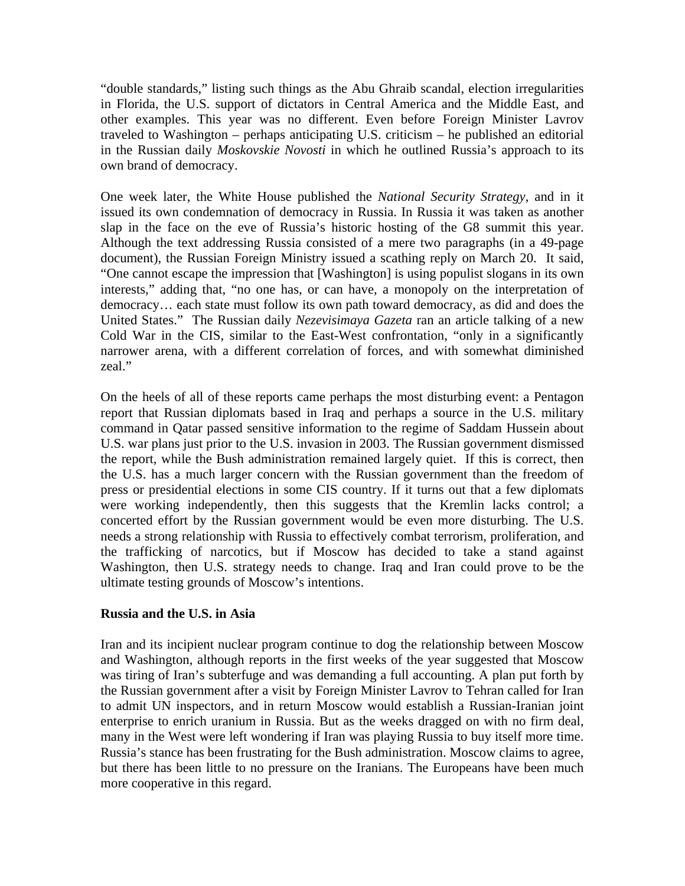"double standards," listing such things as the Abu Ghraib scandal, election irregularities in Florida, the U.S. support of dictators in Central America and the Middle East, and other examples. This year was no different. Even before Foreign Minister Lavrov traveled to Washington – perhaps anticipating U.S. criticism – he published an editorial in the Russian daily *Moskovskie Novosti* in which he outlined Russia's approach to its own brand of democracy.

One week later, the White House published the *National Security Strategy*, and in it issued its own condemnation of democracy in Russia. In Russia it was taken as another slap in the face on the eve of Russia's historic hosting of the G8 summit this year. Although the text addressing Russia consisted of a mere two paragraphs (in a 49-page document), the Russian Foreign Ministry issued a scathing reply on March 20. It said, "One cannot escape the impression that [Washington] is using populist slogans in its own interests," adding that, "no one has, or can have, a monopoly on the interpretation of democracy… each state must follow its own path toward democracy, as did and does the United States." The Russian daily *Nezevisimaya Gazeta* ran an article talking of a new Cold War in the CIS, similar to the East-West confrontation, "only in a significantly narrower arena, with a different correlation of forces, and with somewhat diminished zeal."

On the heels of all of these reports came perhaps the most disturbing event: a Pentagon report that Russian diplomats based in Iraq and perhaps a source in the U.S. military command in Qatar passed sensitive information to the regime of Saddam Hussein about U.S. war plans just prior to the U.S. invasion in 2003. The Russian government dismissed the report, while the Bush administration remained largely quiet. If this is correct, then the U.S. has a much larger concern with the Russian government than the freedom of press or presidential elections in some CIS country. If it turns out that a few diplomats were working independently, then this suggests that the Kremlin lacks control; a concerted effort by the Russian government would be even more disturbing. The U.S. needs a strong relationship with Russia to effectively combat terrorism, proliferation, and the trafficking of narcotics, but if Moscow has decided to take a stand against Washington, then U.S. strategy needs to change. Iraq and Iran could prove to be the ultimate testing grounds of Moscow's intentions.

**Russia and the U.S. in Asia**

Iran and its incipient nuclear program continue to dog the relationship between Moscow and Washington, although reports in the first weeks of the year suggested that Moscow was tiring of Iran's subterfuge and was demanding a full accounting. A plan put forth by the Russian government after a visit by Foreign Minister Lavrov to Tehran called for Iran to admit UN inspectors, and in return Moscow would establish a Russian-Iranian joint enterprise to enrich uranium in Russia. But as the weeks dragged on with no firm deal, many in the West were left wondering if Iran was playing Russia to buy itself more time. Russia's stance has been frustrating for the Bush administration. Moscow claims to agree, but there has been little to no pressure on the Iranians. The Europeans have been much more cooperative in this regard.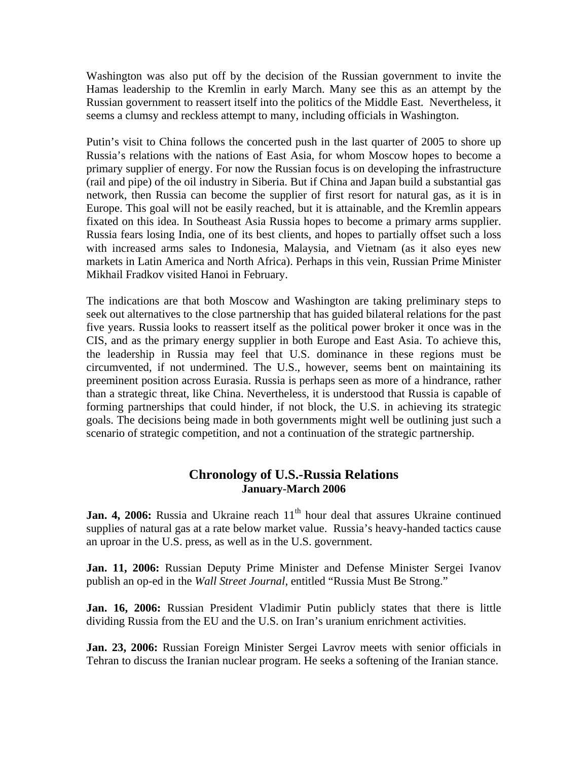Washington was also put off by the decision of the Russian government to invite the Hamas leadership to the Kremlin in early March. Many see this as an attempt by the Russian government to reassert itself into the politics of the Middle East. Nevertheless, it seems a clumsy and reckless attempt to many, including officials in Washington.

Putin's visit to China follows the concerted push in the last quarter of 2005 to shore up Russia's relations with the nations of East Asia, for whom Moscow hopes to become a primary supplier of energy. For now the Russian focus is on developing the infrastructure (rail and pipe) of the oil industry in Siberia. But if China and Japan build a substantial gas network, then Russia can become the supplier of first resort for natural gas, as it is in Europe. This goal will not be easily reached, but it is attainable, and the Kremlin appears fixated on this idea. In Southeast Asia Russia hopes to become a primary arms supplier. Russia fears losing India, one of its best clients, and hopes to partially offset such a loss with increased arms sales to Indonesia, Malaysia, and Vietnam (as it also eyes new markets in Latin America and North Africa). Perhaps in this vein, Russian Prime Minister Mikhail Fradkov visited Hanoi in February.

The indications are that both Moscow and Washington are taking preliminary steps to seek out alternatives to the close partnership that has guided bilateral relations for the past five years. Russia looks to reassert itself as the political power broker it once was in the CIS, and as the primary energy supplier in both Europe and East Asia. To achieve this, the leadership in Russia may feel that U.S. dominance in these regions must be circumvented, if not undermined. The U.S., however, seems bent on maintaining its preeminent position across Eurasia. Russia is perhaps seen as more of a hindrance, rather than a strategic threat, like China. Nevertheless, it is understood that Russia is capable of forming partnerships that could hinder, if not block, the U.S. in achieving its strategic goals. The decisions being made in both governments might well be outlining just such a scenario of strategic competition, and not a continuation of the strategic partnership.

## Chronology of U.S.-Russia Relations
### January-March 2006

**Jan. 4, 2006:** Russia and Ukraine reach 11th hour deal that assures Ukraine continued supplies of natural gas at a rate below market value. Russia's heavy-handed tactics cause an uproar in the U.S. press, as well as in the U.S. government.

**Jan. 11, 2006:** Russian Deputy Prime Minister and Defense Minister Sergei Ivanov publish an op-ed in the *Wall Street Journal*, entitled "Russia Must Be Strong."

**Jan. 16, 2006:** Russian President Vladimir Putin publicly states that there is little dividing Russia from the EU and the U.S. on Iran's uranium enrichment activities.

**Jan. 23, 2006:** Russian Foreign Minister Sergei Lavrov meets with senior officials in Tehran to discuss the Iranian nuclear program. He seeks a softening of the Iranian stance.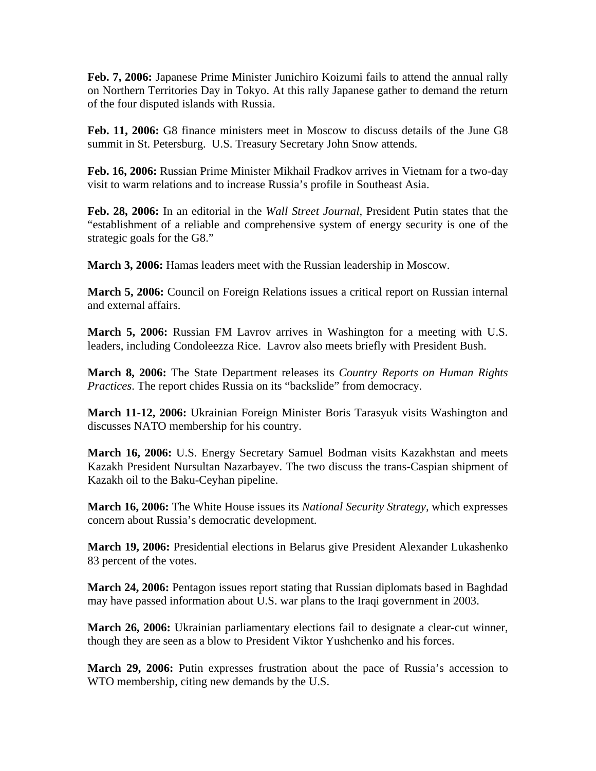**Feb. 7, 2006:** Japanese Prime Minister Junichiro Koizumi fails to attend the annual rally on Northern Territories Day in Tokyo. At this rally Japanese gather to demand the return of the four disputed islands with Russia.

**Feb. 11, 2006:** G8 finance ministers meet in Moscow to discuss details of the June G8 summit in St. Petersburg. U.S. Treasury Secretary John Snow attends.

**Feb. 16, 2006:** Russian Prime Minister Mikhail Fradkov arrives in Vietnam for a two-day visit to warm relations and to increase Russia's profile in Southeast Asia.

**Feb. 28, 2006:** In an editorial in the *Wall Street Journal*, President Putin states that the "establishment of a reliable and comprehensive system of energy security is one of the strategic goals for the G8."

**March 3, 2006:** Hamas leaders meet with the Russian leadership in Moscow.

**March 5, 2006:** Council on Foreign Relations issues a critical report on Russian internal and external affairs.

**March 5, 2006:** Russian FM Lavrov arrives in Washington for a meeting with U.S. leaders, including Condoleezza Rice. Lavrov also meets briefly with President Bush.

**March 8, 2006:** The State Department releases its *Country Reports on Human Rights Practices*. The report chides Russia on its "backslide" from democracy.

**March 11-12, 2006:** Ukrainian Foreign Minister Boris Tarasyuk visits Washington and discusses NATO membership for his country.

**March 16, 2006:** U.S. Energy Secretary Samuel Bodman visits Kazakhstan and meets Kazakh President Nursultan Nazarbayev. The two discuss the trans-Caspian shipment of Kazakh oil to the Baku-Ceyhan pipeline.

**March 16, 2006:** The White House issues its *National Security Strategy*, which expresses concern about Russia's democratic development.

**March 19, 2006:** Presidential elections in Belarus give President Alexander Lukashenko 83 percent of the votes.

**March 24, 2006:** Pentagon issues report stating that Russian diplomats based in Baghdad may have passed information about U.S. war plans to the Iraqi government in 2003.

**March 26, 2006:** Ukrainian parliamentary elections fail to designate a clear-cut winner, though they are seen as a blow to President Viktor Yushchenko and his forces.

**March 29, 2006:** Putin expresses frustration about the pace of Russia's accession to WTO membership, citing new demands by the U.S.